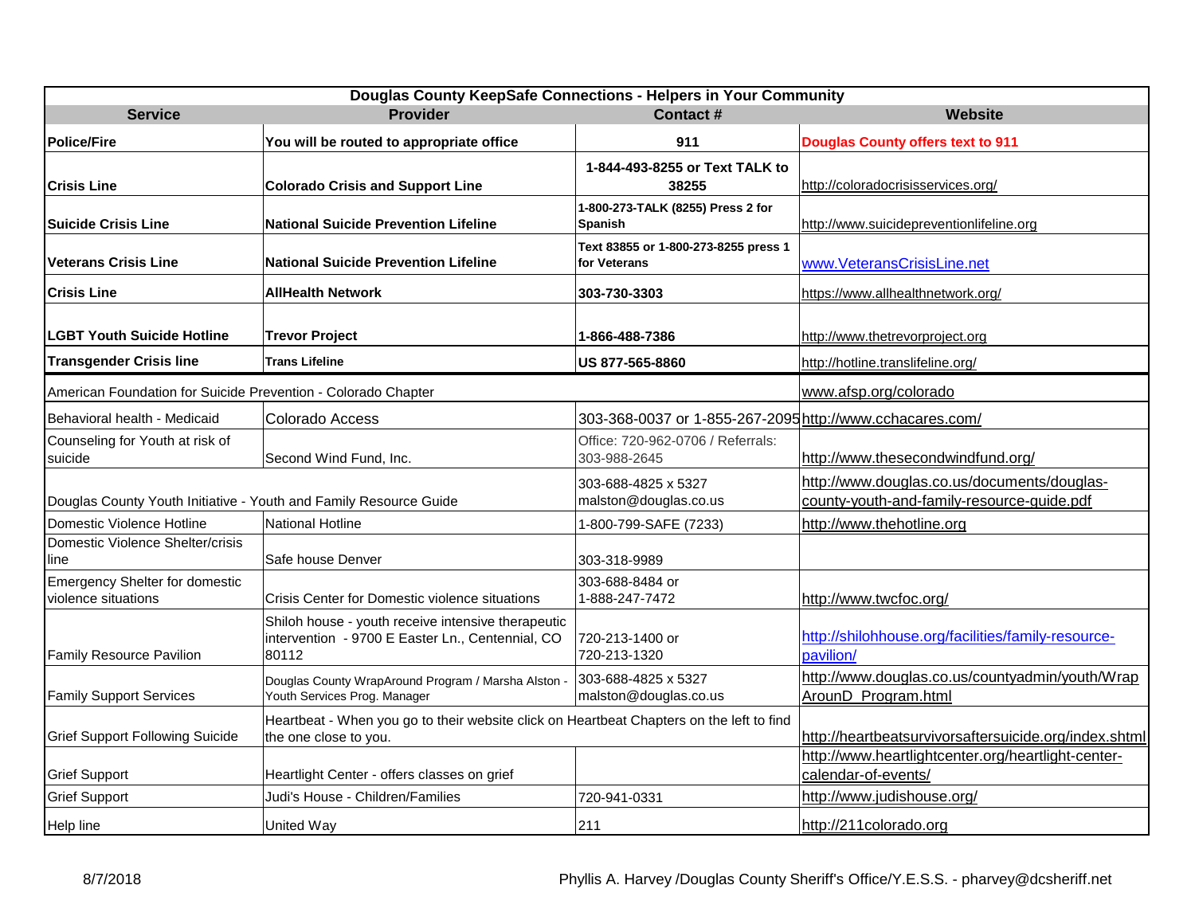| Douglas County KeepSafe Connections - Helpers in Your Community | | | |
|---|---|---|---|
| **Service** | **Provider** | **Contact #** | **Website** |
| **Police/Fire** | **You will be routed to appropriate office** | **911** | **Douglas County offers text to 911** |
| **Crisis Line** | **Colorado Crisis and Support Line** | **1-844-493-8255 or Text TALK to 38255** | http://coloradocrisisservices.org/ |
| **Suicide Crisis Line** | **National Suicide Prevention Lifeline** | **1-800-273-TALK (8255) Press 2 for Spanish** | http://www.suicidepreventionlifeline.org |
| **Veterans Crisis Line** | **National Suicide Prevention Lifeline** | **Text 83855 or 1-800-273-8255 press 1 for Veterans** | www.VeteransCrisisLine.net |
| **Crisis Line** | **AllHealth Network** | **303-730-3303** | https://www.allhealthnetwork.org/ |
| **LGBT Youth Suicide Hotline** | **Trevor Project** | **1-866-488-7386** | http://www.thetrevorproject.org |
| **Transgender Crisis line** | **Trans Lifeline** | **US 877-565-8860** | http://hotline.translifeline.org/ |
| American Foundation for Suicide Prevention - Colorado Chapter | | | www.afsp.org/colorado |
| Behavioral health - Medicaid | Colorado Access | 303-368-0037 or 1-855-267-2095 | http://www.cchacares.com/ |
| Counseling for Youth at risk of suicide | Second Wind Fund, Inc. | Office: 720-962-0706 / Referrals: 303-988-2645 | http://www.thesecondwindfund.org/ |
| Douglas County Youth Initiative - Youth and Family Resource Guide | | 303-688-4825 x 5327 malston@douglas.co.us | http://www.douglas.co.us/documents/douglas-county-youth-and-family-resource-guide.pdf |
| Domestic Violence Hotline | National Hotline | 1-800-799-SAFE (7233) | http://www.thehotline.org |
| Domestic Violence Shelter/crisis line | Safe house Denver | 303-318-9989 | |
| Emergency Shelter for domestic violence situations | Crisis Center for Domestic violence situations | 303-688-8484 or 1-888-247-7472 | http://www.twcfoc.org/ |
| Family Resource Pavilion | Shiloh house - youth receive intensive therapeutic intervention - 9700 E Easter Ln., Centennial, CO 80112 | 720-213-1400 or 720-213-1320 | http://shilohhouse.org/facilities/family-resource-pavilion/ |
| Family Support Services | Douglas County WrapAround Program / Marsha Alston - Youth Services Prog. Manager | 303-688-4825 x 5327 malston@douglas.co.us | http://www.douglas.co.us/countyadmin/youth/WrapArounD_Program.html |
| Grief Support Following Suicide | Heartbeat - When you go to their website click on Heartbeat Chapters on the left to find the one close to you. | | http://heartbeatsurvivorsaftersuicide.org/index.shtml |
| Grief Support | Heartlight Center - offers classes on grief | | http://www.heartlightcenter.org/heartlight-center-calendar-of-events/ |
| Grief Support | Judi's House - Children/Families | 720-941-0331 | http://www.judishouse.org/ |
| Help line | United Way | 211 | http://211colorado.org |

8/7/2018

Phyllis A. Harvey /Douglas County Sheriff's Office/Y.E.S.S. - pharvey@dcsheriff.net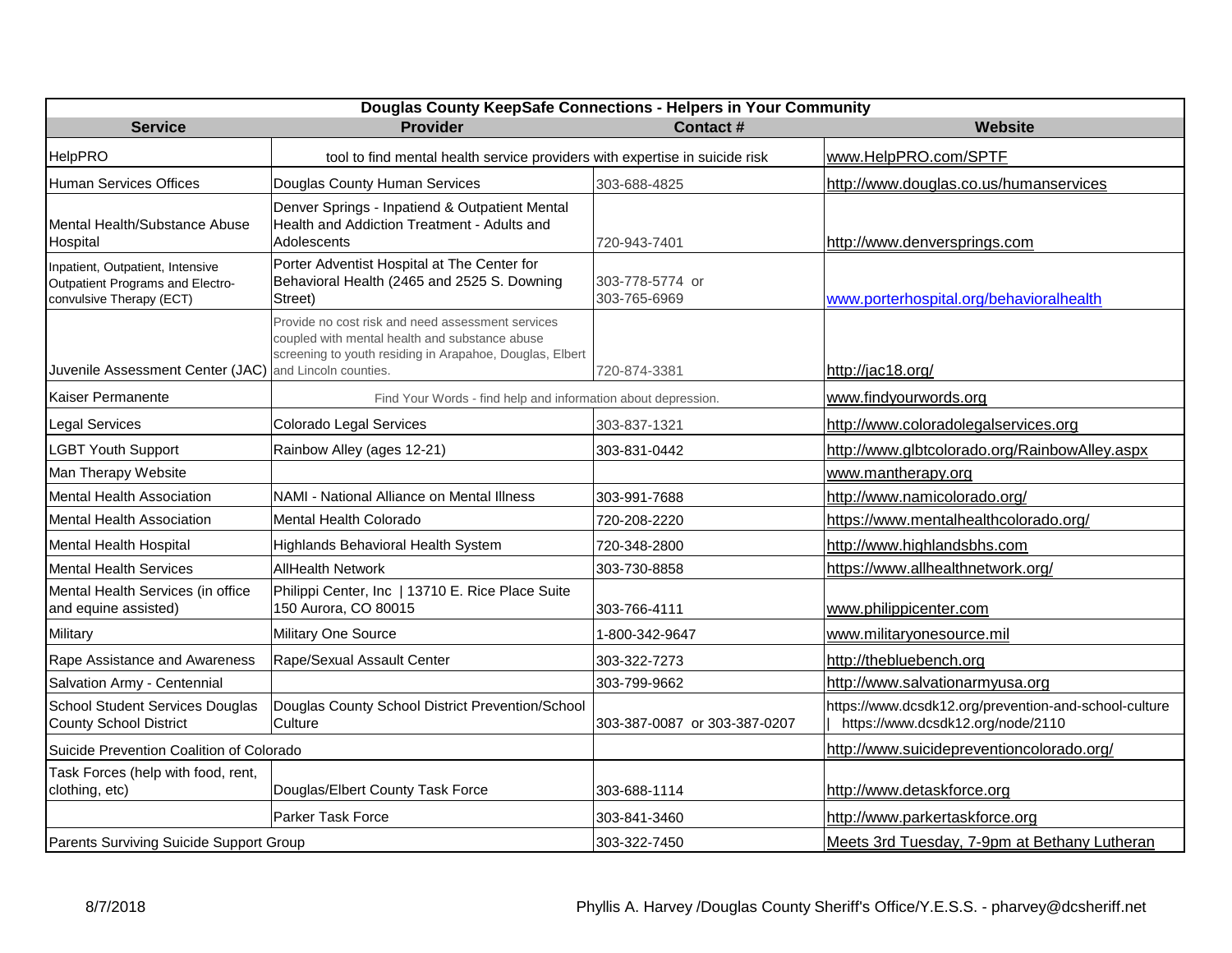| Douglas County KeepSafe Connections - Helpers in Your Community | | | |
|---|---|---|---|
| **Service** | **Provider** | **Contact #** | **Website** |
| HelpPRO | tool to find mental health service providers with expertise in suicide risk | | www.HelpPRO.com/SPTF |
| Human Services Offices | Douglas County Human Services | 303-688-4825 | http://www.douglas.co.us/humanservices |
| Mental Health/Substance Abuse Hospital | Denver Springs - Inpatiend & Outpatient Mental Health and Addiction Treatment - Adults and Adolescents | 720-943-7401 | http://www.denversprings.com |
| Inpatient, Outpatient, Intensive Outpatient Programs and Electro-convulsive Therapy (ECT) | Porter Adventist Hospital at The Center for Behavioral Health (2465 and 2525 S. Downing Street) | 303-778-5774 or 303-765-6969 | www.porterhospital.org/behavioralhealth |
| Juvenile Assessment Center (JAC) | Provide no cost risk and need assessment services coupled with mental health and substance abuse screening to youth residing in Arapahoe, Douglas, Elbert and Lincoln counties. | 720-874-3381 | http://jac18.org/ |
| Kaiser Permanente | Find Your Words - find help and information about depression. | | www.findyourwords.org |
| Legal Services | Colorado Legal Services | 303-837-1321 | http://www.coloradolegalservices.org |
| LGBT Youth Support | Rainbow Alley (ages 12-21) | 303-831-0442 | http://www.glbtcolorado.org/RainbowAlley.aspx |
| Man Therapy Website | | | www.mantherapy.org |
| Mental Health Association | NAMI - National Alliance on Mental Illness | 303-991-7688 | http://www.namicolorado.org/ |
| Mental Health Association | Mental Health Colorado | 720-208-2220 | https://www.mentalhealthcolorado.org/ |
| Mental Health Hospital | Highlands Behavioral Health System | 720-348-2800 | http://www.highlandsbhs.com |
| Mental Health Services | AllHealth Network | 303-730-8858 | https://www.allhealthnetwork.org/ |
| Mental Health Services (in office and equine assisted) | Philippi Center, Inc \| 13710 E. Rice Place Suite 150 Aurora, CO 80015 | 303-766-4111 | www.philippicenter.com |
| Military | Military One Source | 1-800-342-9647 | www.militaryonesource.mil |
| Rape Assistance and Awareness | Rape/Sexual Assault Center | 303-322-7273 | http://thebluebench.org |
| Salvation Army - Centennial | | 303-799-9662 | http://www.salvationarmyusa.org |
| School Student Services Douglas County School District | Douglas County School District Prevention/School Culture | 303-387-0087 or 303-387-0207 | https://www.dcsdk12.org/prevention-and-school-culture \| https://www.dcsdk12.org/node/2110 |
| Suicide Prevention Coalition of Colorado | | | http://www.suicidepreventioncolorado.org/ |
| Task Forces (help with food, rent, clothing, etc) | Douglas/Elbert County Task Force | 303-688-1114 | http://www.detaskforce.org |
| | Parker Task Force | 303-841-3460 | http://www.parkertaskforce.org |
| Parents Surviving Suicide Support Group | | 303-322-7450 | Meets 3rd Tuesday, 7-9pm at Bethany Lutheran |

8/7/2018

Phyllis A. Harvey /Douglas County Sheriff's Office/Y.E.S.S. - pharvey@dcsheriff.net